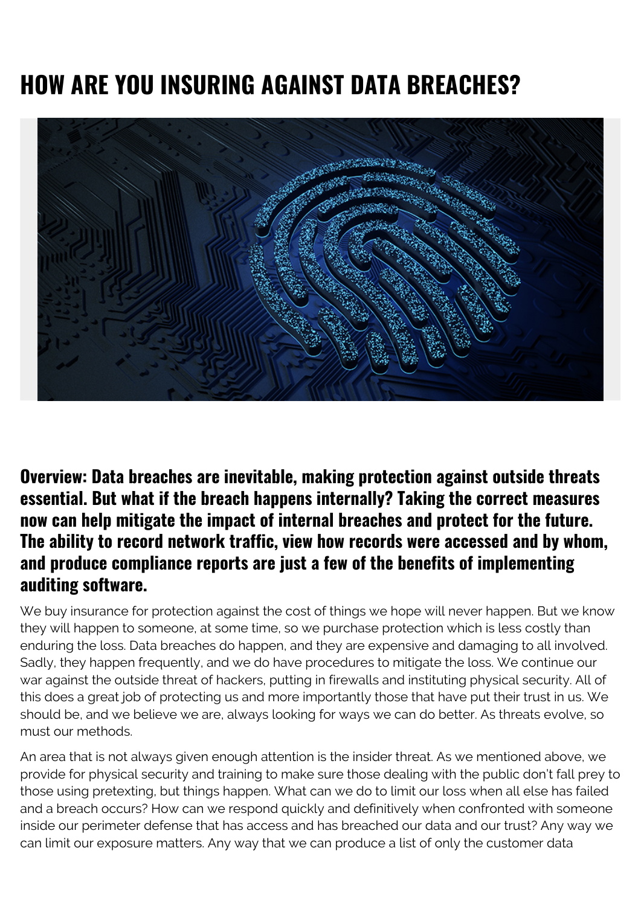# HOW ARE YOU INSURING AGAINST DATA BREACHES?

**Overview: Data breaches are inevitable, making protection against outside threats essential. But what if the breach happens internally? Taking the correct measures now can help mitigate the impact of internal breaches and protect for the future. The ability to record network traffic, view how records were accessed and by whom, and produce compliance reports are just a few of the benefits of implementing auditing software.**

We buy insurance for protection against the cost of things we hope will never happen. But we know they will happen to someone, at some time, so we purchase protection which is less costly than enduring the loss. Data breaches do happen, and they are expensive and damaging to all involved. Sadly, they happen frequently, and we do have procedures to mitigate the loss. We continue our war against the outside threat of hackers, putting in firewalls and instituting physical security. All of this does a great job of protecting us and more importantly those that have put their trust in us. We should be, and we believe we are, always looking for ways we can do better. As threats evolve, so must our methods.

An area that is not always given enough attention is the insider threat. As we mentioned above, we provide for physical security and training to make sure those dealing with the public don't fall prey to those using pretexting, but things happen. What can we do to limit our loss when all else has failed and a breach occurs? How can we respond quickly and definitively when confronted with someone inside our perimeter defense that has access and has breached our data and our trust? Any way we can limit our exposure matters. Any way that we can produce a list of only the customer data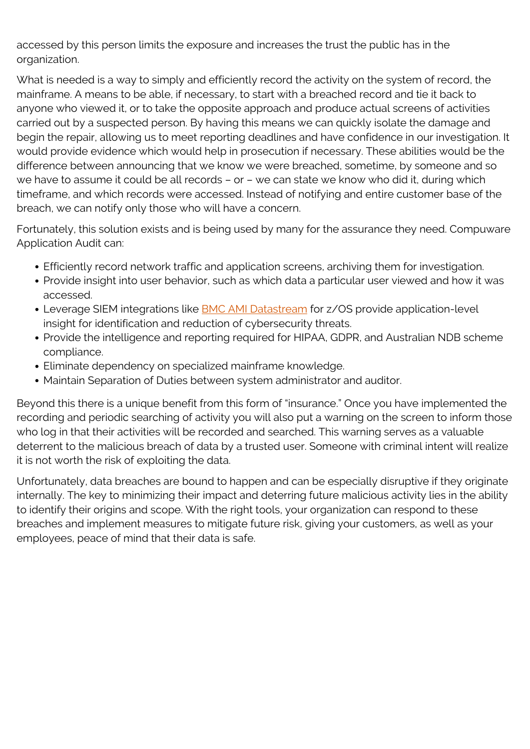accessed by this person limits the exposure and increases the trust the public has in the organization.

What is needed is a way to simply and efficiently record the activity on the system of record, the mainframe. A means to be able, if necessary, to start with a breached record and tie it back to anyone who viewed it, or to take the opposite approach and produce actual screens of activities carried out by a suspected person. By having this means we can quickly isolate the damage and begin the repair, allowing us to meet reporting deadlines and have confidence in our investigation. It would provide evidence which would help in prosecution if necessary. These abilities would be the difference between announcing that we know we were breached, sometime, by someone and so we have to assume it could be all records – or – we can state we know who did it, during which timeframe, and which records were accessed. Instead of notifying and entire customer base of the breach, we can notify only those who will have a concern.

Fortunately, this solution exists and is being used by many for the assurance they need. Compuware Application Audit can:

- Efficiently record network traffic and application screens, archiving them for investigation.
- Provide insight into user behavior, such as which data a particular user viewed and how it was accessed.
- Leverage SIEM integrations like BMC AMI Datastream for z/OS provide application-level insight for identification and reduction of cybersecurity threats.
- Provide the intelligence and reporting required for HIPAA, GDPR, and Australian NDB scheme compliance.
- Eliminate dependency on specialized mainframe knowledge.
- Maintain Separation of Duties between system administrator and auditor.

Beyond this there is a unique benefit from this form of "insurance." Once you have implemented the recording and periodic searching of activity you will also put a warning on the screen to inform those who log in that their activities will be recorded and searched. This warning serves as a valuable deterrent to the malicious breach of data by a trusted user. Someone with criminal intent will realize it is not worth the risk of exploiting the data.

Unfortunately, data breaches are bound to happen and can be especially disruptive if they originate internally. The key to minimizing their impact and deterring future malicious activity lies in the ability to identify their origins and scope. With the right tools, your organization can respond to these breaches and implement measures to mitigate future risk, giving your customers, as well as your employees, peace of mind that their data is safe.